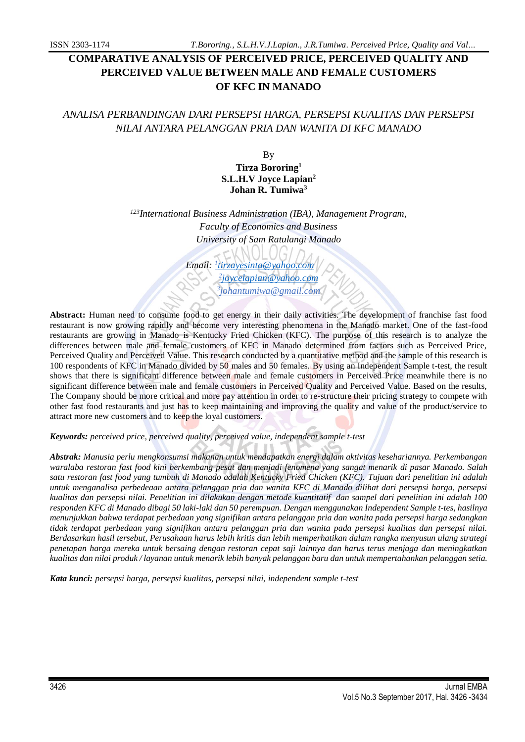# COMPARATIVE ANALYSIS OF PERCEIVED PRICE, PERCEIVED QUALITY AND PERCEIVED VALUE BETWEEN MALE AND FEMALE CUSTOMERS OF KFC IN MANADO

*ANALISA PERBANDINGAN DARI PERSEPSI HARGA, PERSEPSI KUALITAS DAN PERSEPSI NILAI ANTARA PELANGGAN PRIA DAN WANITA DI KFC MANADO*

By

**Tirza Bororing[1]**
**S.L.H.V Joyce Lapian[2]**
**Johan R. Tumiwa[3]**

[123]*International Business Administration (IBA), Management Program,*
*Faculty of Economics and Business*
*University of Sam Ratulangi Manado*

*Email:* [1]tirzayesinta@yahoo.com
[2]joycelapian@yahoo.com
[3]johantumiwa@gmail.com

**Abstract:** Human need to consume food to get energy in their daily activities. The development of franchise fast food restaurant is now growing rapidly and become very interesting phenomena in the Manado market. One of the fast-food restaurants are growing in Manado is Kentucky Fried Chicken (KFC). The purpose of this research is to analyze the differences between male and female customers of KFC in Manado determined from factors such as Perceived Price, Perceived Quality and Perceived Value. This research conducted by a quantitative method and the sample of this research is 100 respondents of KFC in Manado divided by 50 males and 50 females. By using an Independent Sample t-test, the result shows that there is significant difference between male and female customers in Perceived Price meanwhile there is no significant difference between male and female customers in Perceived Quality and Perceived Value. Based on the results, The Company should be more critical and more pay attention in order to re-structure their pricing strategy to compete with other fast food restaurants and just has to keep maintaining and improving the quality and value of the product/service to attract more new customers and to keep the loyal customers.

***Keywords:*** *perceived price, perceived quality, perceived value, independent sample t-test*

***Abstrak:*** *Manusia perlu mengkonsumsi makanan untuk mendapatkan energi dalam aktivitas kesehariannya. Perkembangan waralaba restoran fast food kini berkembang pesat dan menjadi fenomena yang sangat menarik di pasar Manado. Salah satu restoran fast food yang tumbuh di Manado adalah Kentucky Fried Chicken (KFC). Tujuan dari penelitian ini adalah untuk menganalisa perbedeaan antara pelanggan pria dan wanita KFC di Manado dilihat dari persepsi harga, persepsi kualitas dan persepsi nilai. Penelitian ini dilakukan dengan metode kuantitatif dan sampel dari penelitian ini adalah 100 responden KFC di Manado dibagi 50 laki-laki dan 50 perempuan. Dengan menggunakan Independent Sample t-tes, hasilnya menunjukkan bahwa terdapat perbedaan yang signifikan antara pelanggan pria dan wanita pada persepsi harga sedangkan tidak terdapat perbedaan yang signifikan antara pelanggan pria dan wanita pada persepsi kualitas dan persepsi nilai. Berdasarkan hasil tersebut, Perusahaan harus lebih kritis dan lebih memperhatikan dalam rangka menyusun ulang strategi penetapan harga mereka untuk bersaing dengan restoran cepat saji lainnya dan harus terus menjaga dan meningkatkan kualitas dan nilai produk / layanan untuk menarik lebih banyak pelanggan baru dan untuk mempertahankan pelanggan setia.*

***Kata kunci:*** *persepsi harga, persepsi kualitas, persepsi nilai, independent sample t-test*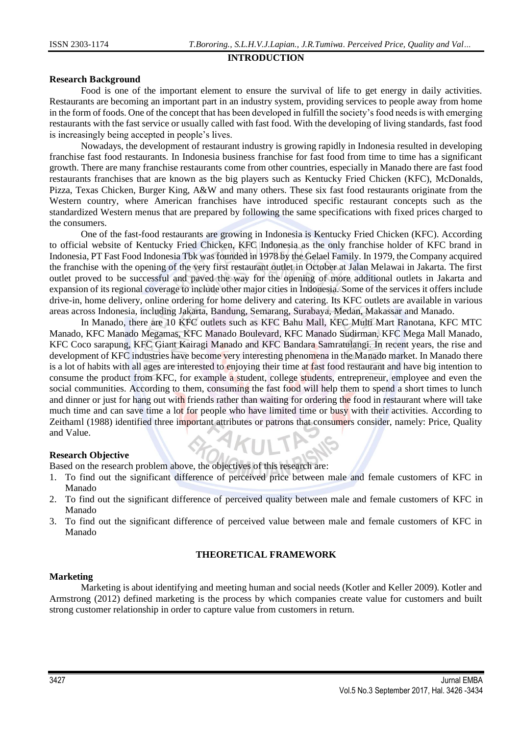## INTRODUCTION

### Research Background

Food is one of the important element to ensure the survival of life to get energy in daily activities. Restaurants are becoming an important part in an industry system, providing services to people away from home in the form of foods. One of the concept that has been developed in fulfill the society's food needs is with emerging restaurants with the fast service or usually called with fast food. With the developing of living standards, fast food is increasingly being accepted in people's lives.

Nowadays, the development of restaurant industry is growing rapidly in Indonesia resulted in developing franchise fast food restaurants. In Indonesia business franchise for fast food from time to time has a significant growth. There are many franchise restaurants come from other countries, especially in Manado there are fast food restaurants franchises that are known as the big players such as Kentucky Fried Chicken (KFC), McDonalds, Pizza, Texas Chicken, Burger King, A&W and many others. These six fast food restaurants originate from the Western country, where American franchises have introduced specific restaurant concepts such as the standardized Western menus that are prepared by following the same specifications with fixed prices charged to the consumers.

One of the fast-food restaurants are growing in Indonesia is Kentucky Fried Chicken (KFC). According to official website of Kentucky Fried Chicken, KFC Indonesia as the only franchise holder of KFC brand in Indonesia, PT Fast Food Indonesia Tbk was founded in 1978 by the Gelael Family. In 1979, the Company acquired the franchise with the opening of the very first restaurant outlet in October at Jalan Melawai in Jakarta. The first outlet proved to be successful and paved the way for the opening of more additional outlets in Jakarta and expansion of its regional coverage to include other major cities in Indonesia. Some of the services it offers include drive-in, home delivery, online ordering for home delivery and catering. Its KFC outlets are available in various areas across Indonesia, including Jakarta, Bandung, Semarang, Surabaya, Medan, Makassar and Manado.

In Manado, there are 10 KFC outlets such as KFC Bahu Mall, KFC Multi Mart Ranotana, KFC MTC Manado, KFC Manado Megamas, KFC Manado Boulevard, KFC Manado Sudirman, KFC Mega Mall Manado, KFC Coco sarapung, KFC Giant Kairagi Manado and KFC Bandara Samratulangi. In recent years, the rise and development of KFC industries have become very interesting phenomena in the Manado market. In Manado there is a lot of habits with all ages are interested to enjoying their time at fast food restaurant and have big intention to consume the product from KFC, for example a student, college students, entrepreneur, employee and even the social communities. According to them, consuming the fast food will help them to spend a short times to lunch and dinner or just for hang out with friends rather than waiting for ordering the food in restaurant where will take much time and can save time a lot for people who have limited time or busy with their activities. According to Zeithaml (1988) identified three important attributes or patrons that consumers consider, namely: Price, Quality and Value.

### Research Objective

Based on the research problem above, the objectives of this research are:

1. To find out the significant difference of perceived price between male and female customers of KFC in Manado
2. To find out the significant difference of perceived quality between male and female customers of KFC in Manado
3. To find out the significant difference of perceived value between male and female customers of KFC in Manado

## THEORETICAL FRAMEWORK

### Marketing

Marketing is about identifying and meeting human and social needs (Kotler and Keller 2009). Kotler and Armstrong (2012) defined marketing is the process by which companies create value for customers and built strong customer relationship in order to capture value from customers in return.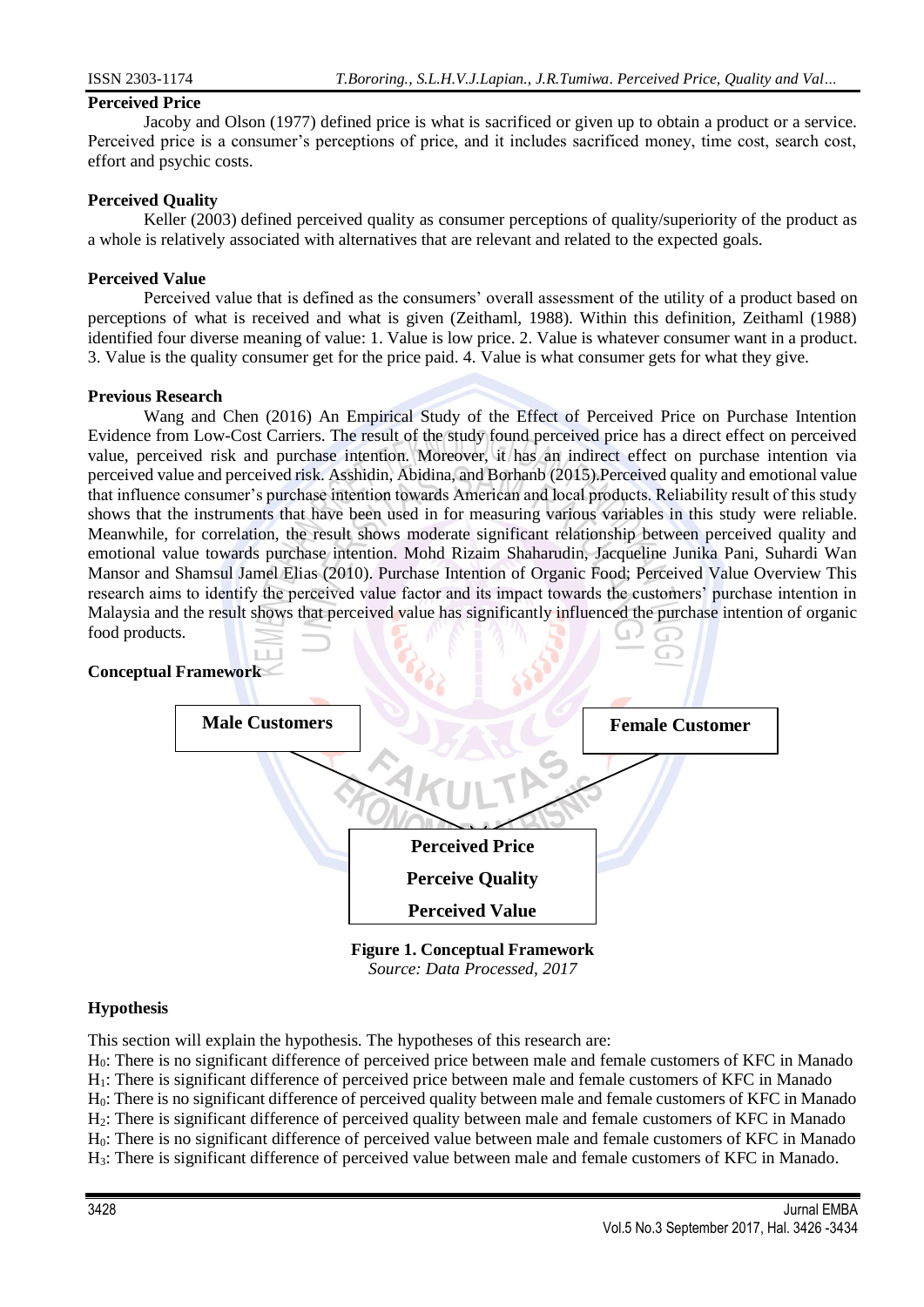**Perceived Price**

Jacoby and Olson (1977) defined price is what is sacrificed or given up to obtain a product or a service. Perceived price is a consumer's perceptions of price, and it includes sacrificed money, time cost, search cost, effort and psychic costs.

**Perceived Quality**

Keller (2003) defined perceived quality as consumer perceptions of quality/superiority of the product as a whole is relatively associated with alternatives that are relevant and related to the expected goals.

**Perceived Value**

Perceived value that is defined as the consumers' overall assessment of the utility of a product based on perceptions of what is received and what is given (Zeithaml, 1988). Within this definition, Zeithaml (1988) identified four diverse meaning of value: 1. Value is low price. 2. Value is whatever consumer want in a product. 3. Value is the quality consumer get for the price paid. 4. Value is what consumer gets for what they give.

**Previous Research**

Wang and Chen (2016) An Empirical Study of the Effect of Perceived Price on Purchase Intention Evidence from Low-Cost Carriers. The result of the study found perceived price has a direct effect on perceived value, perceived risk and purchase intention. Moreover, it has an indirect effect on purchase intention via perceived value and perceived risk. Asshidin, Abidina, and Borhanb (2015).Perceived quality and emotional value that influence consumer's purchase intention towards American and local products. Reliability result of this study shows that the instruments that have been used in for measuring various variables in this study were reliable. Meanwhile, for correlation, the result shows moderate significant relationship between perceived quality and emotional value towards purchase intention. Mohd Rizaim Shaharudin, Jacqueline Junika Pani, Suhardi Wan Mansor and Shamsul Jamel Elias (2010). Purchase Intention of Organic Food; Perceived Value Overview This research aims to identify the perceived value factor and its impact towards the customers' purchase intention in Malaysia and the result shows that perceived value has significantly influenced the purchase intention of organic food products.

**Conceptual Framework**

Male Customers | Female Customer

Perceived Price
Perceive Quality
Perceived Value

**Figure 1. Conceptual Framework**
*Source: Data Processed, 2017*

**Hypothesis**

This section will explain the hypothesis. The hypotheses of this research are:

$H_0$: There is no significant difference of perceived price between male and female customers of KFC in Manado
$H_1$: There is significant difference of perceived price between male and female customers of KFC in Manado
$H_0$: There is no significant difference of perceived quality between male and female customers of KFC in Manado
$H_2$: There is significant difference of perceived quality between male and female customers of KFC in Manado
$H_0$: There is no significant difference of perceived value between male and female customers of KFC in Manado
$H_3$: There is significant difference of perceived value between male and female customers of KFC in Manado.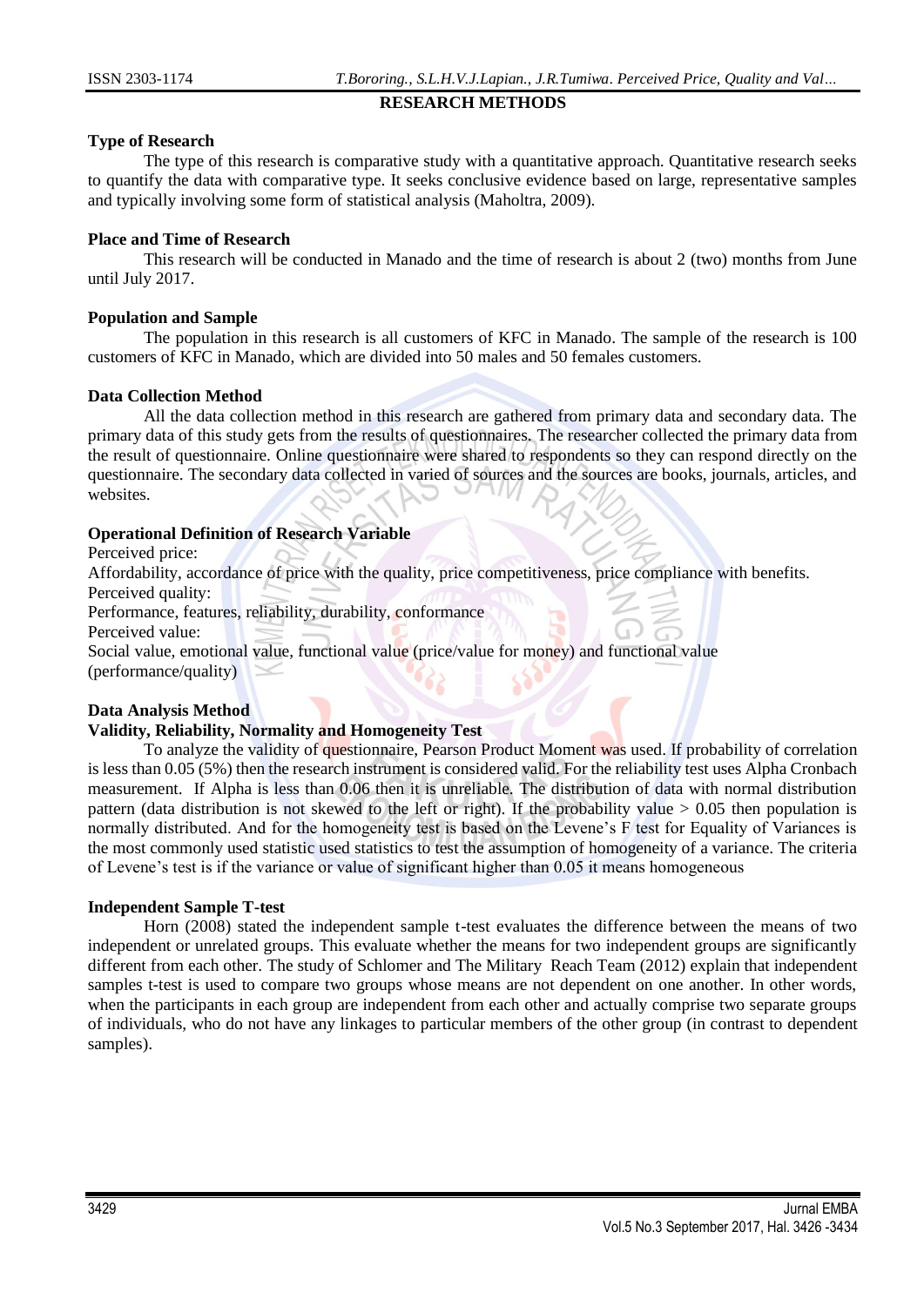## RESEARCH METHODS

### Type of Research

The type of this research is comparative study with a quantitative approach. Quantitative research seeks to quantify the data with comparative type. It seeks conclusive evidence based on large, representative samples and typically involving some form of statistical analysis (Maholtra, 2009).

### Place and Time of Research

This research will be conducted in Manado and the time of research is about 2 (two) months from June until July 2017.

### Population and Sample

The population in this research is all customers of KFC in Manado. The sample of the research is 100 customers of KFC in Manado, which are divided into 50 males and 50 females customers.

### Data Collection Method

All the data collection method in this research are gathered from primary data and secondary data. The primary data of this study gets from the results of questionnaires. The researcher collected the primary data from the result of questionnaire. Online questionnaire were shared to respondents so they can respond directly on the questionnaire. The secondary data collected in varied of sources and the sources are books, journals, articles, and websites.

### Operational Definition of Research Variable

Perceived price:
Affordability, accordance of price with the quality, price competitiveness, price compliance with benefits.
Perceived quality:
Performance, features, reliability, durability, conformance
Perceived value:
Social value, emotional value, functional value (price/value for money) and functional value (performance/quality)

### Data Analysis Method

#### Validity, Reliability, Normality and Homogeneity Test

To analyze the validity of questionnaire, Pearson Product Moment was used. If probability of correlation is less than 0.05 (5%) then the research instrument is considered valid. For the reliability test uses Alpha Cronbach measurement. If Alpha is less than 0.06 then it is unreliable. The distribution of data with normal distribution pattern (data distribution is not skewed to the left or right). If the probability value > 0.05 then population is normally distributed. And for the homogeneity test is based on the Levene's F test for Equality of Variances is the most commonly used statistic used statistics to test the assumption of homogeneity of a variance. The criteria of Levene's test is if the variance or value of significant higher than 0.05 it means homogeneous

### Independent Sample T-test

Horn (2008) stated the independent sample t-test evaluates the difference between the means of two independent or unrelated groups. This evaluate whether the means for two independent groups are significantly different from each other. The study of Schlomer and The Military Reach Team (2012) explain that independent samples t-test is used to compare two groups whose means are not dependent on one another. In other words, when the participants in each group are independent from each other and actually comprise two separate groups of individuals, who do not have any linkages to particular members of the other group (in contrast to dependent samples).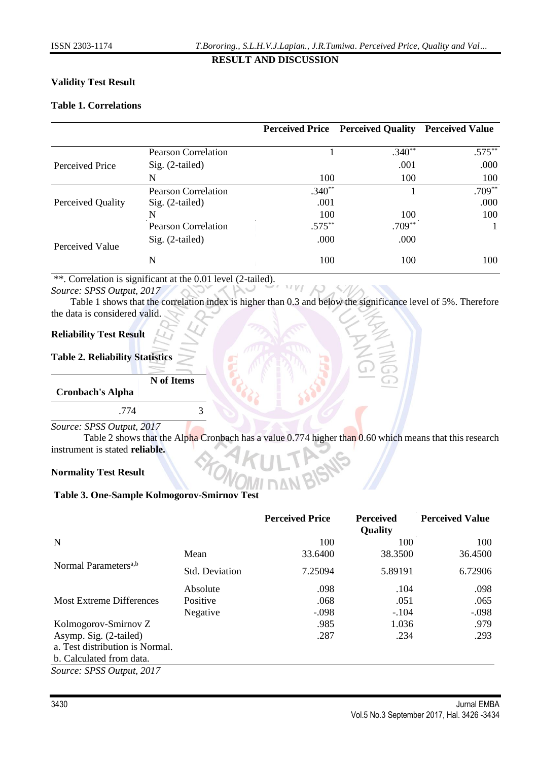## RESULT AND DISCUSSION

### Validity Test Result

**Table 1. Correlations**

| | | Perceived Price | Perceived Quality | Perceived Value |
|---|---|---|---|---|
| Perceived Price | Pearson Correlation | 1 | .340** | .575** |
| | Sig. (2-tailed) | | .001 | .000 |
| | N | 100 | 100 | 100 |
| Perceived Quality | Pearson Correlation | .340** | 1 | .709** |
| | Sig. (2-tailed) | .001 | | .000 |
| | N | 100 | 100 | 100 |
| Perceived Value | Pearson Correlation | .575** | .709** | 1 |
| | Sig. (2-tailed) | .000 | .000 | |
| | N | 100 | 100 | 100 |

**. Correlation is significant at the 0.01 level (2-tailed).

*Source: SPSS Output, 2017*

Table 1 shows that the correlation index is higher than 0.3 and below the significance level of 5%. Therefore the data is considered valid.

### Reliability Test Result

**Table 2. Reliability Statistics**

| Cronbach's Alpha | N of Items |
|---|---|
| .774 | 3 |

*Source: SPSS Output, 2017*

Table 2 shows that the Alpha Cronbach has a value 0.774 higher than 0.60 which means that this research instrument is stated **reliable.**

### Normality Test Result

**Table 3. One-Sample Kolmogorov-Smirnov Test**

| | | Perceived Price | Perceived Quality | Perceived Value |
|---|---|---|---|---|
| N | | 100 | 100 | 100 |
| Normal Parameters[a,b] | Mean | 33.6400 | 38.3500 | 36.4500 |
| | Std. Deviation | 7.25094 | 5.89191 | 6.72906 |
| Most Extreme Differences | Absolute | .098 | .104 | .098 |
| | Positive | .068 | .051 | .065 |
| | Negative | -.098 | -.104 | -.098 |
| Kolmogorov-Smirnov Z | | .985 | 1.036 | .979 |
| Asymp. Sig. (2-tailed) | | .287 | .234 | .293 |

a. Test distribution is Normal.
b. Calculated from data.

*Source: SPSS Output, 2017*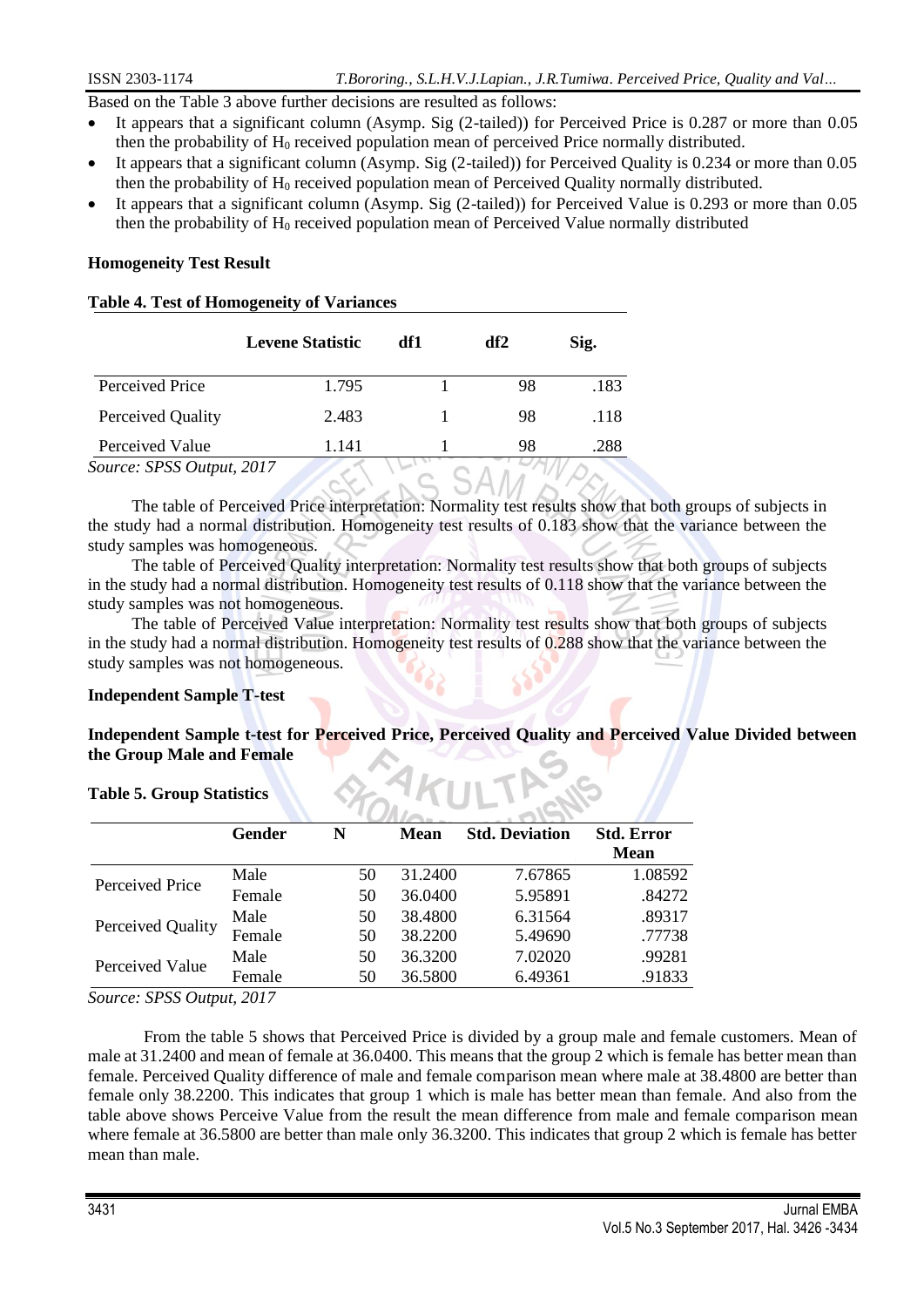Based on the Table 3 above further decisions are resulted as follows:

- It appears that a significant column (Asymp. Sig (2-tailed)) for Perceived Price is 0.287 or more than 0.05 then the probability of $H_0$ received population mean of perceived Price normally distributed.
- It appears that a significant column (Asymp. Sig (2-tailed)) for Perceived Quality is 0.234 or more than 0.05 then the probability of $H_0$ received population mean of Perceived Quality normally distributed.
- It appears that a significant column (Asymp. Sig (2-tailed)) for Perceived Value is 0.293 or more than 0.05 then the probability of $H_0$ received population mean of Perceived Value normally distributed

**Homogeneity Test Result**

**Table 4. Test of Homogeneity of Variances**

| | Levene Statistic | df1 | df2 | Sig. |
|---|---|---|---|---|
| Perceived Price | 1.795 | 1 | 98 | .183 |
| Perceived Quality | 2.483 | 1 | 98 | .118 |
| Perceived Value | 1.141 | 1 | 98 | .288 |

*Source: SPSS Output, 2017*

The table of Perceived Price interpretation: Normality test results show that both groups of subjects in the study had a normal distribution. Homogeneity test results of 0.183 show that the variance between the study samples was homogeneous.

The table of Perceived Quality interpretation: Normality test results show that both groups of subjects in the study had a normal distribution. Homogeneity test results of 0.118 show that the variance between the study samples was not homogeneous.

The table of Perceived Value interpretation: Normality test results show that both groups of subjects in the study had a normal distribution. Homogeneity test results of 0.288 show that the variance between the study samples was not homogeneous.

**Independent Sample T-test**

**Independent Sample t-test for Perceived Price, Perceived Quality and Perceived Value Divided between the Group Male and Female**

**Table 5. Group Statistics**

| | Gender | N | Mean | Std. Deviation | Std. Error Mean |
|---|---|---|---|---|---|
| Perceived Price | Male | 50 | 31.2400 | 7.67865 | 1.08592 |
| | Female | 50 | 36.0400 | 5.95891 | .84272 |
| Perceived Quality | Male | 50 | 38.4800 | 6.31564 | .89317 |
| | Female | 50 | 38.2200 | 5.49690 | .77738 |
| Perceived Value | Male | 50 | 36.3200 | 7.02020 | .99281 |
| | Female | 50 | 36.5800 | 6.49361 | .91833 |

*Source: SPSS Output, 2017*

From the table 5 shows that Perceived Price is divided by a group male and female customers. Mean of male at 31.2400 and mean of female at 36.0400. This means that the group 2 which is female has better mean than female. Perceived Quality difference of male and female comparison mean where male at 38.4800 are better than female only 38.2200. This indicates that group 1 which is male has better mean than female. And also from the table above shows Perceive Value from the result the mean difference from male and female comparison mean where female at 36.5800 are better than male only 36.3200. This indicates that group 2 which is female has better mean than male.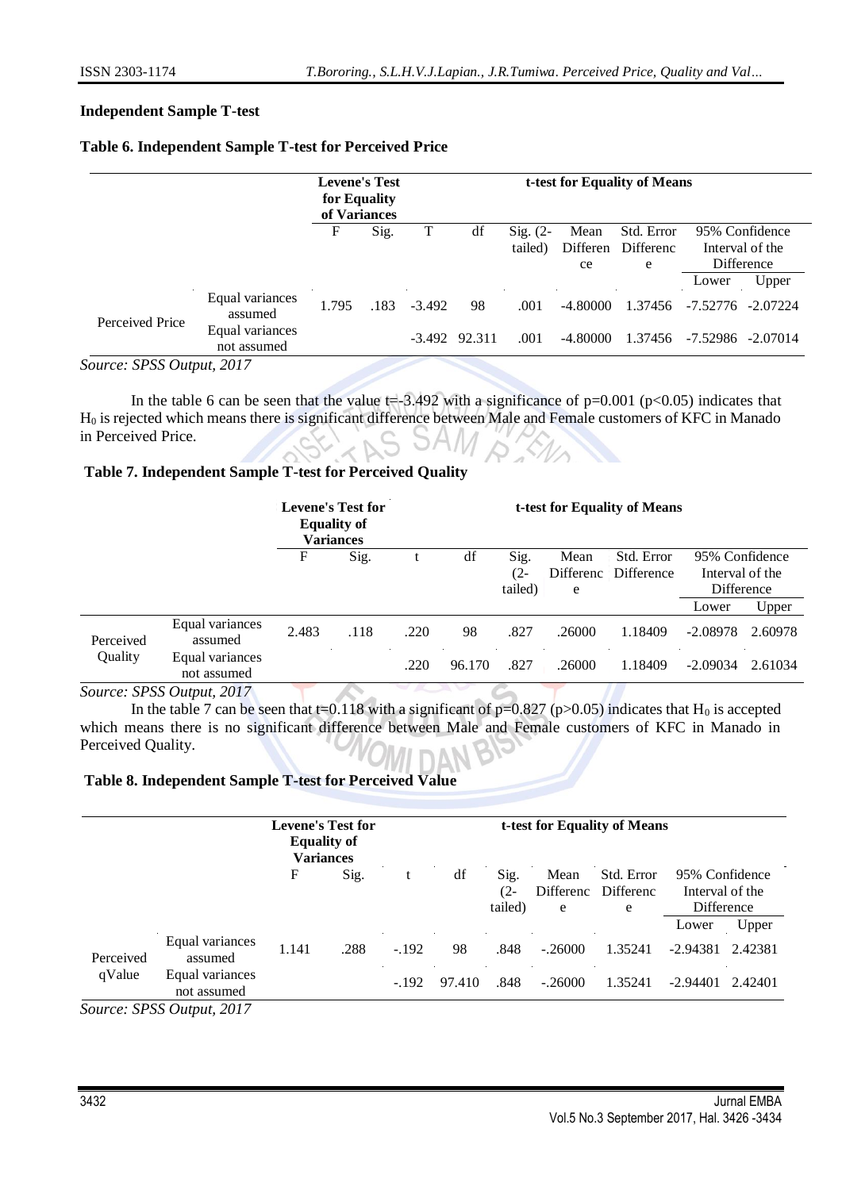**Independent Sample T-test**

**Table 6. Independent Sample T-test for Perceived Price**

| | | Levene's Test for Equality of Variances | | t-test for Equality of Means | | | | | | |
|---|---|---|---|---|---|---|---|---|---|---|
| | | F | Sig. | T | df | Sig. (2-tailed) | Mean Difference | Std. Error Difference | 95% Confidence Interval of the Difference | |
| | | | | | | | | | Lower | Upper |
| Perceived Price | Equal variances assumed | 1.795 | .183 | -3.492 | 98 | .001 | -4.80000 | 1.37456 | -7.52776 | -2.07224 |
| | Equal variances not assumed | | | -3.492 | 92.311 | .001 | -4.80000 | 1.37456 | -7.52986 | -2.07014 |

*Source: SPSS Output, 2017*

In the table 6 can be seen that the value t=-3.492 with a significance of p=0.001 (p<0.05) indicates that $H_0$ is rejected which means there is significant difference between Male and Female customers of KFC in Manado in Perceived Price.

**Table 7. Independent Sample T-test for Perceived Quality**

| | | Levene's Test for Equality of Variances | | t-test for Equality of Means | | | | | | |
|---|---|---|---|---|---|---|---|---|---|---|
| | | F | Sig. | t | df | Sig. (2-tailed) | Mean Difference | Std. Error Difference | 95% Confidence Interval of the Difference | |
| | | | | | | | | | Lower | Upper |
| Perceived Quality | Equal variances assumed | 2.483 | .118 | .220 | 98 | .827 | .26000 | 1.18409 | -2.08978 | 2.60978 |
| | Equal variances not assumed | | | .220 | 96.170 | .827 | .26000 | 1.18409 | -2.09034 | 2.61034 |

*Source: SPSS Output, 2017*

In the table 7 can be seen that t=0.118 with a significant of p=0.827 (p>0.05) indicates that $H_0$ is accepted which means there is no significant difference between Male and Female customers of KFC in Manado in Perceived Quality.

**Table 8. Independent Sample T-test for Perceived Value**

| | | Levene's Test for Equality of Variances | | t-test for Equality of Means | | | | | | |
|---|---|---|---|---|---|---|---|---|---|---|
| | | F | Sig. | t | df | Sig. (2-tailed) | Mean Difference | Std. Error Difference | 95% Confidence Interval of the Difference | |
| | | | | | | | | | Lower | Upper |
| Perceived qValue | Equal variances assumed | 1.141 | .288 | -.192 | 98 | .848 | -.26000 | 1.35241 | -2.94381 | 2.42381 |
| | Equal variances not assumed | | | -.192 | 97.410 | .848 | -.26000 | 1.35241 | -2.94401 | 2.42401 |

*Source: SPSS Output, 2017*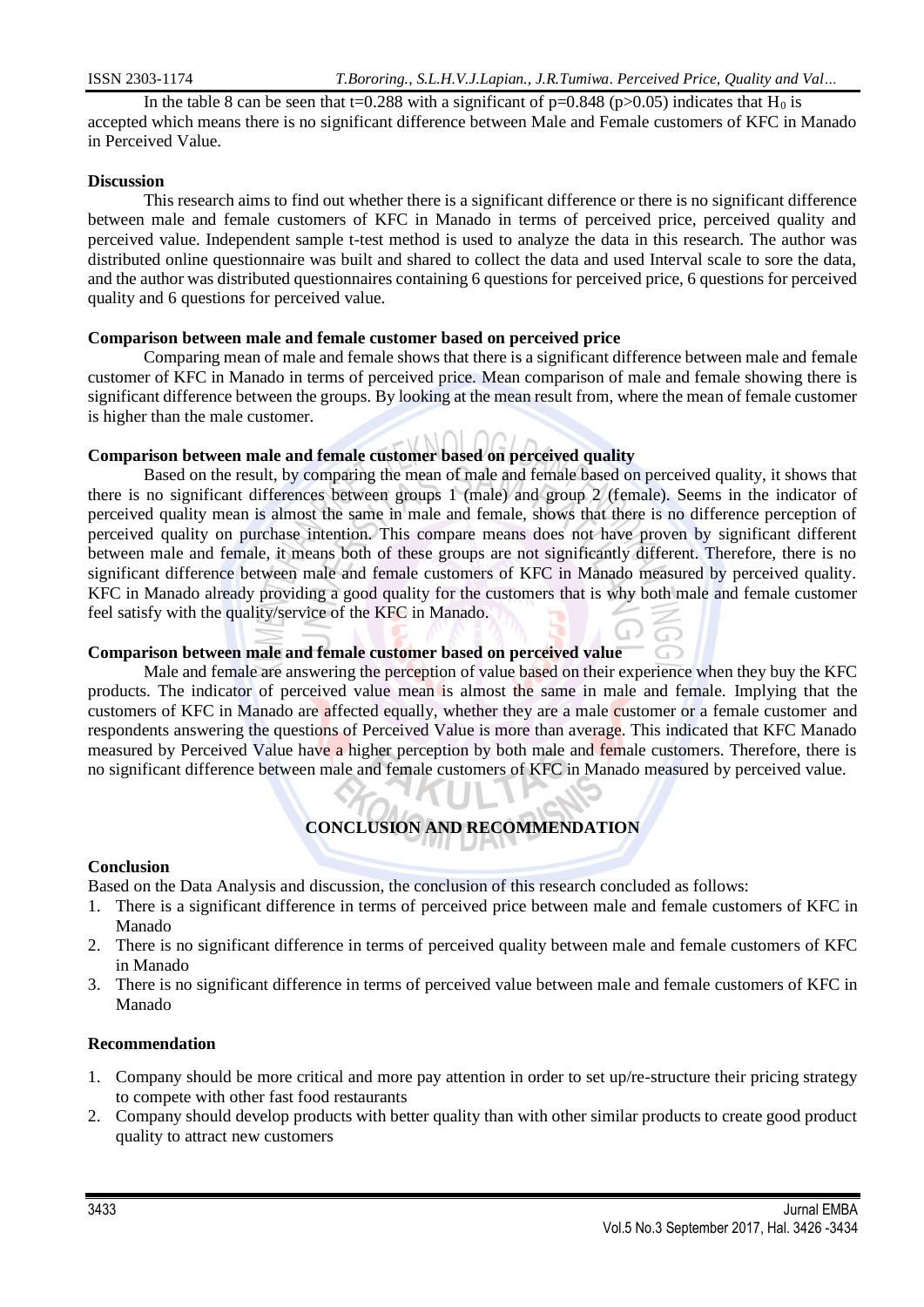In the table 8 can be seen that t=0.288 with a significant of p=0.848 ($p>0.05$) indicates that $H_0$ is accepted which means there is no significant difference between Male and Female customers of KFC in Manado in Perceived Value.

**Discussion**

This research aims to find out whether there is a significant difference or there is no significant difference between male and female customers of KFC in Manado in terms of perceived price, perceived quality and perceived value. Independent sample t-test method is used to analyze the data in this research. The author was distributed online questionnaire was built and shared to collect the data and used Interval scale to sore the data, and the author was distributed questionnaires containing 6 questions for perceived price, 6 questions for perceived quality and 6 questions for perceived value.

**Comparison between male and female customer based on perceived price**

Comparing mean of male and female shows that there is a significant difference between male and female customer of KFC in Manado in terms of perceived price. Mean comparison of male and female showing there is significant difference between the groups. By looking at the mean result from, where the mean of female customer is higher than the male customer.

**Comparison between male and female customer based on perceived quality**

Based on the result, by comparing the mean of male and female based on perceived quality, it shows that there is no significant differences between groups 1 (male) and group 2 (female). Seems in the indicator of perceived quality mean is almost the same in male and female, shows that there is no difference perception of perceived quality on purchase intention. This compare means does not have proven by significant different between male and female, it means both of these groups are not significantly different. Therefore, there is no significant difference between male and female customers of KFC in Manado measured by perceived quality. KFC in Manado already providing a good quality for the customers that is why both male and female customer feel satisfy with the quality/service of the KFC in Manado.

**Comparison between male and female customer based on perceived value**

Male and female are answering the perception of value based on their experience when they buy the KFC products. The indicator of perceived value mean is almost the same in male and female. Implying that the customers of KFC in Manado are affected equally, whether they are a male customer or a female customer and respondents answering the questions of Perceived Value is more than average. This indicated that KFC Manado measured by Perceived Value have a higher perception by both male and female customers. Therefore, there is no significant difference between male and female customers of KFC in Manado measured by perceived value.

## CONCLUSION AND RECOMMENDATION

**Conclusion**

Based on the Data Analysis and discussion, the conclusion of this research concluded as follows:

1. There is a significant difference in terms of perceived price between male and female customers of KFC in Manado
2. There is no significant difference in terms of perceived quality between male and female customers of KFC in Manado
3. There is no significant difference in terms of perceived value between male and female customers of KFC in Manado

**Recommendation**

1. Company should be more critical and more pay attention in order to set up/re-structure their pricing strategy to compete with other fast food restaurants
2. Company should develop products with better quality than with other similar products to create good product quality to attract new customers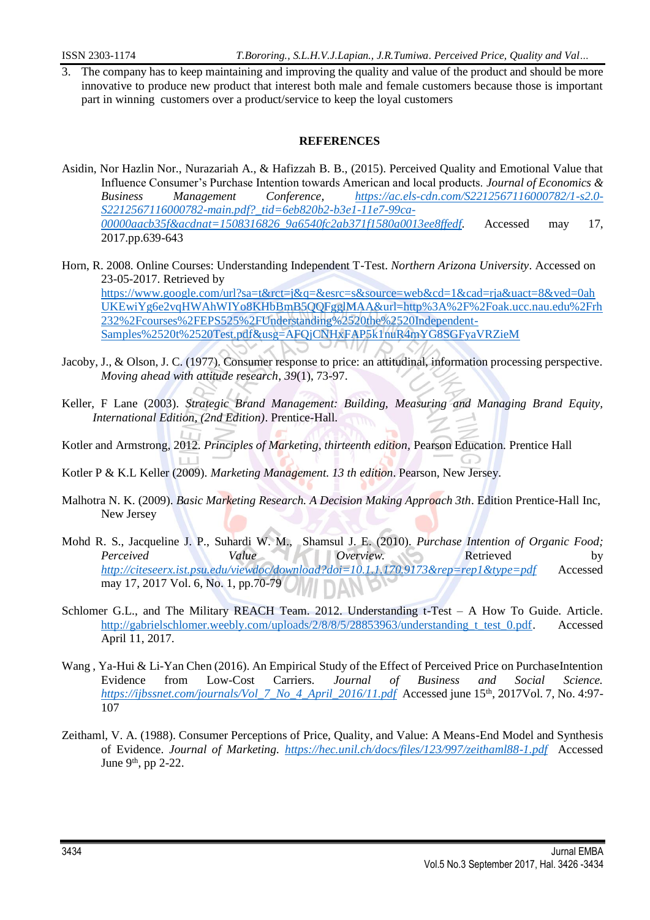3. The company has to keep maintaining and improving the quality and value of the product and should be more innovative to produce new product that interest both male and female customers because those is important part in winning customers over a product/service to keep the loyal customers

## REFERENCES

Asidin, Nor Hazlin Nor., Nurazariah A., & Hafizzah B. B., (2015). Perceived Quality and Emotional Value that Influence Consumer's Purchase Intention towards American and local products. *Journal of Economics & Business Management Conference,* https://ac.els-cdn.com/S2212567116000782/1-s2.0-S2212567116000782-main.pdf?_tid=6eb820b2-b3e1-11e7-99ca-00000aacb35f&acdnat=1508316826_9a6540fc2ab371f1580a0013ee8ffedf. Accessed may 17, 2017.pp.639-643

Horn, R. 2008. Online Courses: Understanding Independent T-Test. *Northern Arizona University*. Accessed on 23-05-2017. Retrieved by https://www.google.com/url?sa=t&rct=j&q=&esrc=s&source=web&cd=1&cad=rja&uact=8&ved=0ahUKEwiYg6e2vqHWAhWIYo8KHbBmB5QQFgglMAA&url=http%3A%2F%2Foak.ucc.nau.edu%2Frh232%2Fcourses%2FEPS525%2FUnderstanding%2520the%2520Independent-Samples%2520t%2520Test.pdf&usg=AFQjCNHxFAP5k1nuR4mYG8SGFyaVRZieM

Jacoby, J., & Olson, J. C. (1977). Consumer response to price: an attitudinal, information processing perspective. *Moving ahead with attitude research*, *39*(1), 73-97.

Keller, F Lane (2003). *Strategic Brand Management: Building, Measuring and Managing Brand Equity, International Edition, (2nd Edition)*. Prentice-Hall.

Kotler and Armstrong, 2012. *Principles of Marketing, thirteenth edition*, Pearson Education. Prentice Hall

Kotler P & K.L Keller (2009). *Marketing Management. 13 th edition*. Pearson, New Jersey.

Malhotra N. K. (2009). *Basic Marketing Research. A Decision Making Approach 3th*. Edition Prentice-Hall Inc, New Jersey

Mohd R. S., Jacqueline J. P., Suhardi W. M., Shamsul J. E. (2010). *Purchase Intention of Organic Food; Perceived Value Overview.* Retrieved by http://citeseerx.ist.psu.edu/viewdoc/download?doi=10.1.1.170.9173&rep=rep1&type=pdf Accessed may 17, 2017 Vol. 6, No. 1, pp.70-79

Schlomer G.L., and The Military REACH Team. 2012. Understanding t-Test – A How To Guide. Article. http://gabrielschlomer.weebly.com/uploads/2/8/8/5/28853963/understanding_t_test_0.pdf. Accessed April 11, 2017.

Wang , Ya-Hui & Li-Yan Chen (2016). An Empirical Study of the Effect of Perceived Price on PurchaseIntention Evidence from Low-Cost Carriers. *Journal of Business and Social Science.* https://ijbssnet.com/journals/Vol_7_No_4_April_2016/11.pdf Accessed june 15th, 2017Vol. 7, No. 4:97-107

Zeithaml, V. A. (1988). Consumer Perceptions of Price, Quality, and Value: A Means-End Model and Synthesis of Evidence. *Journal of Marketing.* https://hec.unil.ch/docs/files/123/997/zeithaml88-1.pdf Accessed June 9th, pp 2-22.